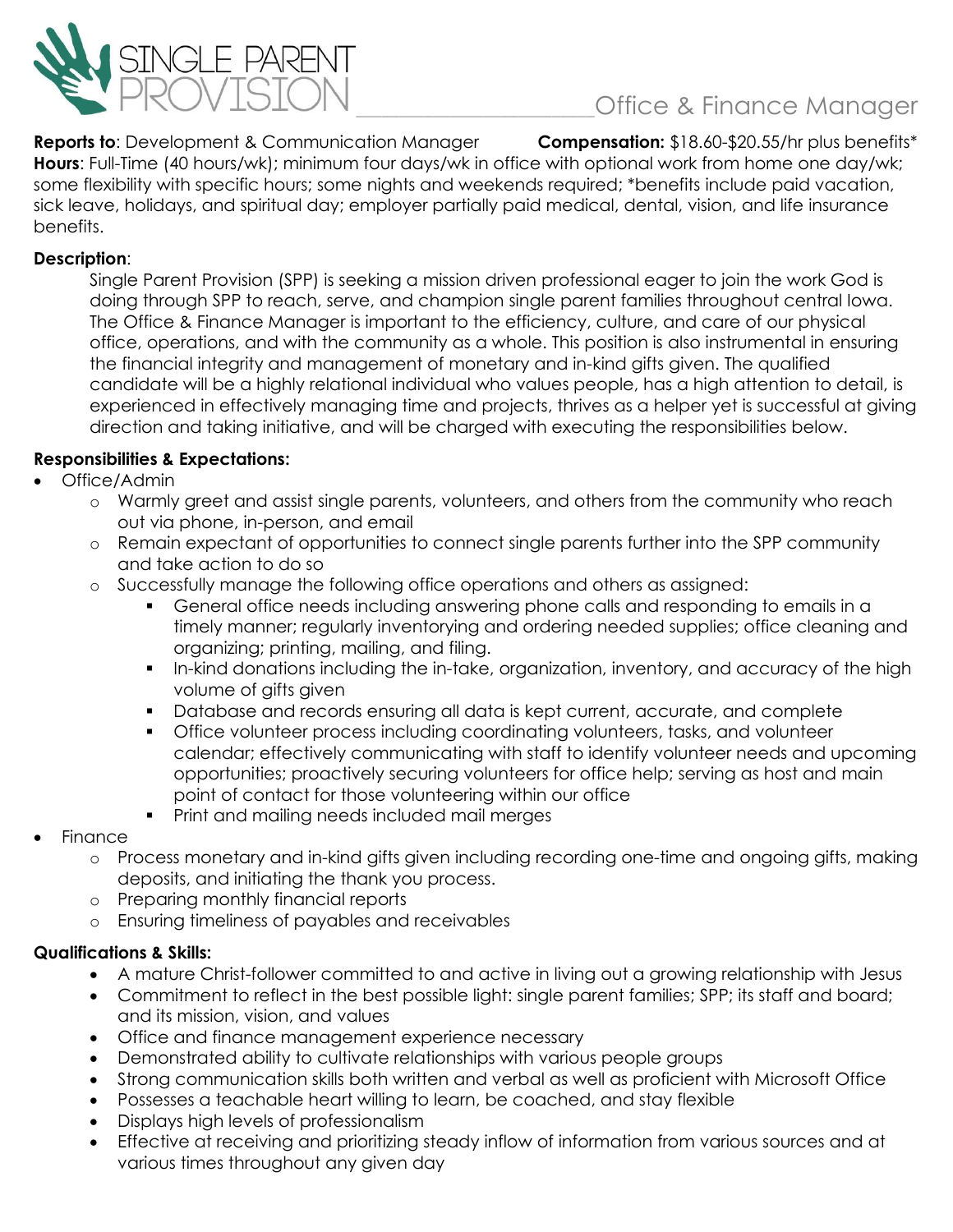# SINGLE PARENT PROVISION

## Office & Finance Manager

**Reports to**: Development & Communication Manager **Compensation:** $18.60-$20.55/hr plus benefits*
**Hours**: Full-Time (40 hours/wk); minimum four days/wk in office with optional work from home one day/wk; some flexibility with specific hours; some nights and weekends required; *benefits include paid vacation, sick leave, holidays, and spiritual day; employer partially paid medical, dental, vision, and life insurance benefits.

**Description**:

Single Parent Provision (SPP) is seeking a mission driven professional eager to join the work God is doing through SPP to reach, serve, and champion single parent families throughout central Iowa. The Office & Finance Manager is important to the efficiency, culture, and care of our physical office, operations, and with the community as a whole. This position is also instrumental in ensuring the financial integrity and management of monetary and in-kind gifts given. The qualified candidate will be a highly relational individual who values people, has a high attention to detail, is experienced in effectively managing time and projects, thrives as a helper yet is successful at giving direction and taking initiative, and will be charged with executing the responsibilities below.

**Responsibilities & Expectations:**

- Office/Admin
  - Warmly greet and assist single parents, volunteers, and others from the community who reach out via phone, in-person, and email
  - Remain expectant of opportunities to connect single parents further into the SPP community and take action to do so
  - Successfully manage the following office operations and others as assigned:
    - General office needs including answering phone calls and responding to emails in a timely manner; regularly inventorying and ordering needed supplies; office cleaning and organizing; printing, mailing, and filing.
    - In-kind donations including the in-take, organization, inventory, and accuracy of the high volume of gifts given
    - Database and records ensuring all data is kept current, accurate, and complete
    - Office volunteer process including coordinating volunteers, tasks, and volunteer calendar; effectively communicating with staff to identify volunteer needs and upcoming opportunities; proactively securing volunteers for office help; serving as host and main point of contact for those volunteering within our office
    - Print and mailing needs included mail merges
- Finance
  - Process monetary and in-kind gifts given including recording one-time and ongoing gifts, making deposits, and initiating the thank you process.
  - Preparing monthly financial reports
  - Ensuring timeliness of payables and receivables

**Qualifications & Skills:**

- A mature Christ-follower committed to and active in living out a growing relationship with Jesus
- Commitment to reflect in the best possible light: single parent families; SPP; its staff and board; and its mission, vision, and values
- Office and finance management experience necessary
- Demonstrated ability to cultivate relationships with various people groups
- Strong communication skills both written and verbal as well as proficient with Microsoft Office
- Possesses a teachable heart willing to learn, be coached, and stay flexible
- Displays high levels of professionalism
- Effective at receiving and prioritizing steady inflow of information from various sources and at various times throughout any given day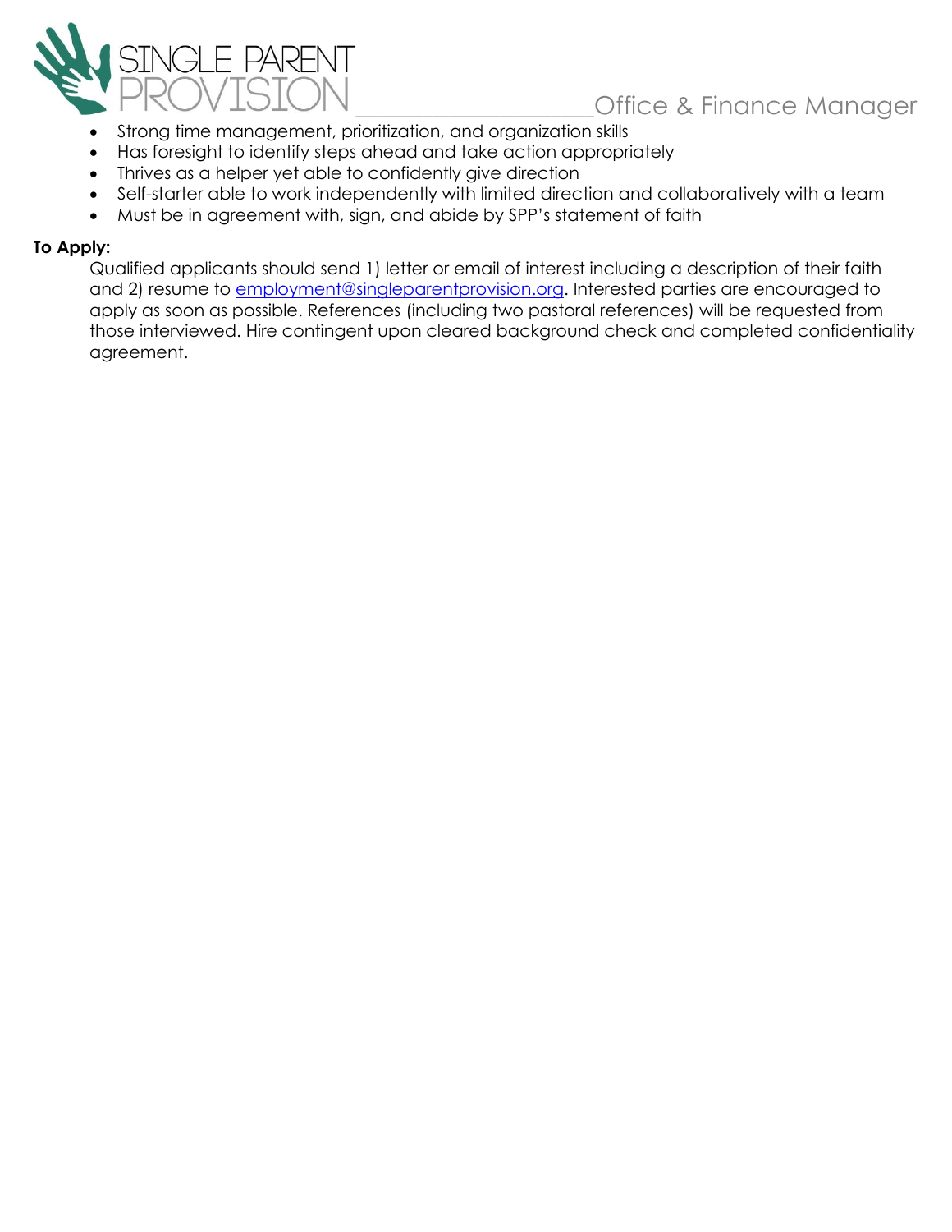- Strong time management, prioritization, and organization skills
- Has foresight to identify steps ahead and take action appropriately
- Thrives as a helper yet able to confidently give direction
- Self-starter able to work independently with limited direction and collaboratively with a team
- Must be in agreement with, sign, and abide by SPP's statement of faith

**To Apply:**

Qualified applicants should send 1) letter or email of interest including a description of their faith and 2) resume to employment@singleparentprovision.org. Interested parties are encouraged to apply as soon as possible. References (including two pastoral references) will be requested from those interviewed. Hire contingent upon cleared background check and completed confidentiality agreement.